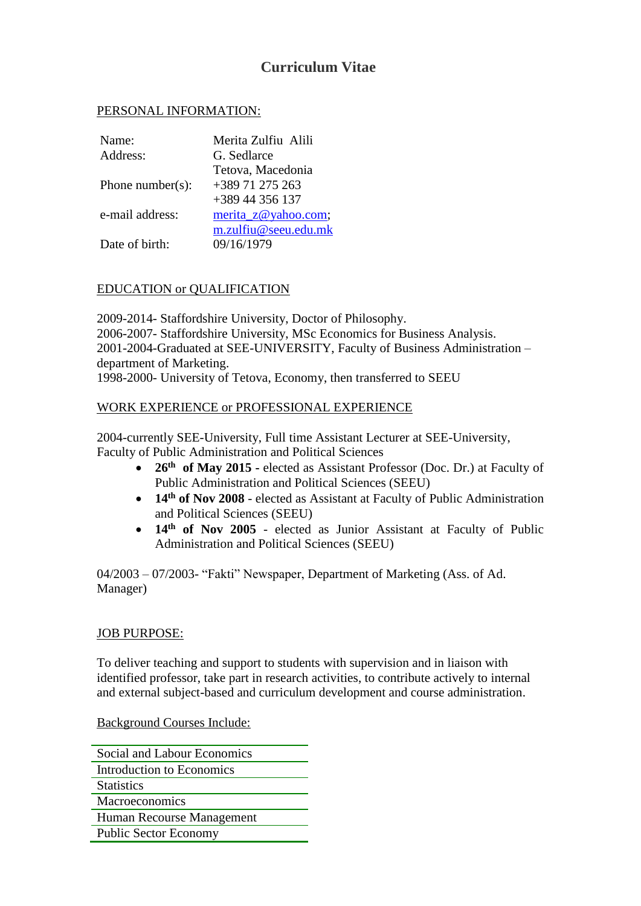# Curriculum Vitae

PERSONAL INFORMATION:

| | |
|---|---|
| Name: | Merita Zulfiu Alili |
| Address: | G. Sedlarce<br>Tetova, Macedonia |
| Phone number(s): | +389 71 275 263<br>+389 44 356 137 |
| e-mail address: | merita_z@yahoo.com;<br>m.zulfiu@seeu.edu.mk |
| Date of birth: | 09/16/1979 |

EDUCATION or QUALIFICATION

2009-2014- Staffordshire University, Doctor of Philosophy.
2006-2007- Staffordshire University, MSc Economics for Business Analysis.
2001-2004-Graduated at SEE-UNIVERSITY, Faculty of Business Administration – department of Marketing.
1998-2000- University of Tetova, Economy, then transferred to SEEU

WORK EXPERIENCE or PROFESSIONAL EXPERIENCE

2004-currently SEE-University, Full time Assistant Lecturer at SEE-University, Faculty of Public Administration and Political Sciences

- **26th of May 2015 -** elected as Assistant Professor (Doc. Dr.) at Faculty of Public Administration and Political Sciences (SEEU)
- **14th of Nov 2008** - elected as Assistant at Faculty of Public Administration and Political Sciences (SEEU)
- **14th of Nov 2005** - elected as Junior Assistant at Faculty of Public Administration and Political Sciences (SEEU)

04/2003 – 07/2003- "Fakti" Newspaper, Department of Marketing (Ass. of Ad. Manager)

JOB PURPOSE:

To deliver teaching and support to students with supervision and in liaison with identified professor, take part in research activities, to contribute actively to internal and external subject-based and curriculum development and course administration.

Background Courses Include:

| |
|---|
| Social and Labour Economics |
| Introduction to Economics |
| Statistics |
| Macroeconomics |
| Human Recourse Management |
| Public Sector Economy |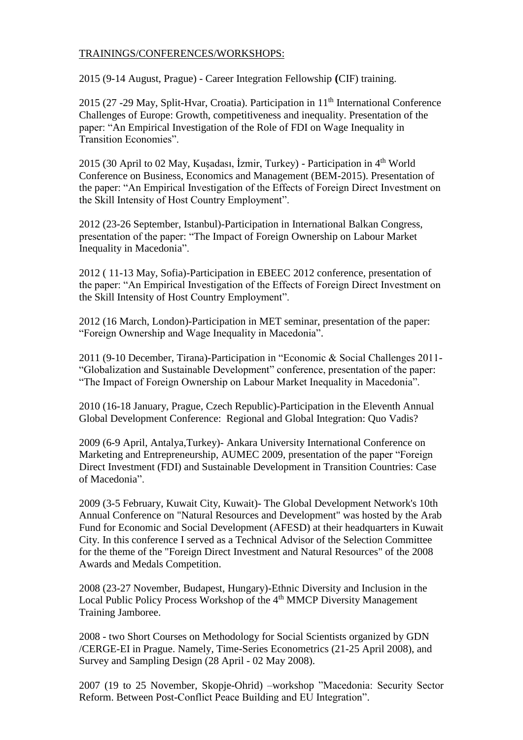TRAININGS/CONFERENCES/WORKSHOPS:

2015 (9-14 August, Prague) - Career Integration Fellowship **(**CIF) training.

2015 (27 -29 May, Split-Hvar, Croatia). Participation in 11th International Conference Challenges of Europe: Growth, competitiveness and inequality. Presentation of the paper: "An Empirical Investigation of the Role of FDI on Wage Inequality in Transition Economies".

2015 (30 April to 02 May, Kuşadası, İzmir, Turkey) - Participation in 4th World Conference on Business, Economics and Management (BEM-2015). Presentation of the paper: "An Empirical Investigation of the Effects of Foreign Direct Investment on the Skill Intensity of Host Country Employment".

2012 (23-26 September, Istanbul)-Participation in International Balkan Congress, presentation of the paper: "The Impact of Foreign Ownership on Labour Market Inequality in Macedonia".

2012 ( 11-13 May, Sofia)-Participation in EBEEC 2012 conference, presentation of the paper: "An Empirical Investigation of the Effects of Foreign Direct Investment on the Skill Intensity of Host Country Employment".

2012 (16 March, London)-Participation in MET seminar, presentation of the paper: "Foreign Ownership and Wage Inequality in Macedonia".

2011 (9-10 December, Tirana)-Participation in "Economic & Social Challenges 2011- "Globalization and Sustainable Development" conference, presentation of the paper: "The Impact of Foreign Ownership on Labour Market Inequality in Macedonia".

2010 (16-18 January, Prague, Czech Republic)-Participation in the Eleventh Annual Global Development Conference: Regional and Global Integration: Quo Vadis?

2009 (6-9 April, Antalya,Turkey)- Ankara University International Conference on Marketing and Entrepreneurship, AUMEC 2009, presentation of the paper "Foreign Direct Investment (FDI) and Sustainable Development in Transition Countries: Case of Macedonia".

2009 (3-5 February, Kuwait City, Kuwait)- The Global Development Network's 10th Annual Conference on "Natural Resources and Development" was hosted by the Arab Fund for Economic and Social Development (AFESD) at their headquarters in Kuwait City. In this conference I served as a Technical Advisor of the Selection Committee for the theme of the "Foreign Direct Investment and Natural Resources" of the 2008 Awards and Medals Competition.

2008 (23-27 November, Budapest, Hungary)-Ethnic Diversity and Inclusion in the Local Public Policy Process Workshop of the 4th MMCP Diversity Management Training Jamboree.

2008 - two Short Courses on Methodology for Social Scientists organized by GDN /CERGE-EI in Prague. Namely, Time-Series Econometrics (21-25 April 2008), and Survey and Sampling Design (28 April - 02 May 2008).

2007 (19 to 25 November, Skopje-Ohrid) –workshop "Macedonia: Security Sector Reform. Between Post-Conflict Peace Building and EU Integration".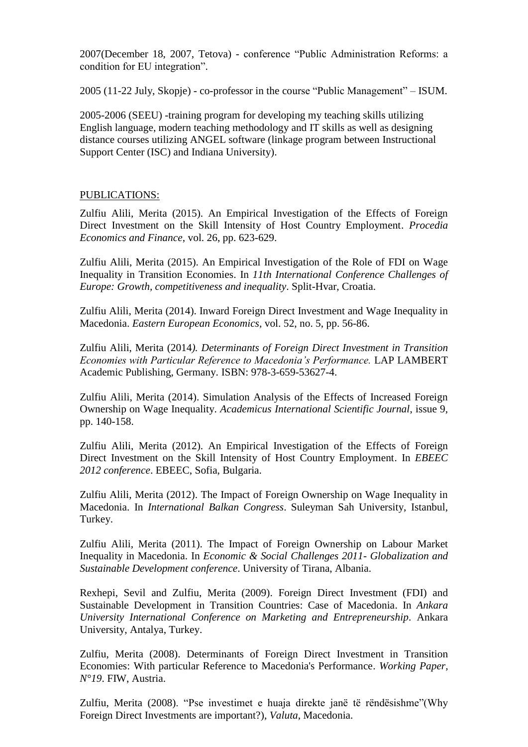2007(December 18, 2007, Tetova) - conference "Public Administration Reforms: a condition for EU integration".

2005 (11-22 July, Skopje) - co-professor in the course "Public Management" – ISUM.

2005-2006 (SEEU) -training program for developing my teaching skills utilizing English language, modern teaching methodology and IT skills as well as designing distance courses utilizing ANGEL software (linkage program between Instructional Support Center (ISC) and Indiana University).

PUBLICATIONS:

Zulfiu Alili, Merita (2015). An Empirical Investigation of the Effects of Foreign Direct Investment on the Skill Intensity of Host Country Employment. *Procedia Economics and Finance*, vol. 26, pp. 623-629.

Zulfiu Alili, Merita (2015). An Empirical Investigation of the Role of FDI on Wage Inequality in Transition Economies. In *11th International Conference Challenges of Europe: Growth, competitiveness and inequality*. Split-Hvar, Croatia.

Zulfiu Alili, Merita (2014). Inward Foreign Direct Investment and Wage Inequality in Macedonia. *Eastern European Economics*, vol. 52, no. 5, pp. 56-86.

Zulfiu Alili, Merita (2014*). Determinants of Foreign Direct Investment in Transition Economies with Particular Reference to Macedonia's Performance.* LAP LAMBERT Academic Publishing, Germany. ISBN: 978-3-659-53627-4.

Zulfiu Alili, Merita (2014). Simulation Analysis of the Effects of Increased Foreign Ownership on Wage Inequality. *Academicus International Scientific Journal*, issue 9, pp. 140-158.

Zulfiu Alili, Merita (2012). An Empirical Investigation of the Effects of Foreign Direct Investment on the Skill Intensity of Host Country Employment. In *EBEEC 2012 conference*. EBEEC, Sofia, Bulgaria.

Zulfiu Alili, Merita (2012). The Impact of Foreign Ownership on Wage Inequality in Macedonia. In *International Balkan Congress*. Suleyman Sah University, Istanbul, Turkey.

Zulfiu Alili, Merita (2011). The Impact of Foreign Ownership on Labour Market Inequality in Macedonia. In *Economic & Social Challenges 2011- Globalization and Sustainable Development conference*. University of Tirana, Albania.

Rexhepi, Sevil and Zulfiu, Merita (2009). Foreign Direct Investment (FDI) and Sustainable Development in Transition Countries: Case of Macedonia. In *Ankara University International Conference on Marketing and Entrepreneurship*. Ankara University, Antalya, Turkey.

Zulfiu, Merita (2008). Determinants of Foreign Direct Investment in Transition Economies: With particular Reference to Macedonia's Performance. *Working Paper, N°19*. FIW, Austria.

Zulfiu, Merita (2008). "Pse investimet e huaja direkte janë të rëndësishme"(Why Foreign Direct Investments are important?), *Valuta*, Macedonia.